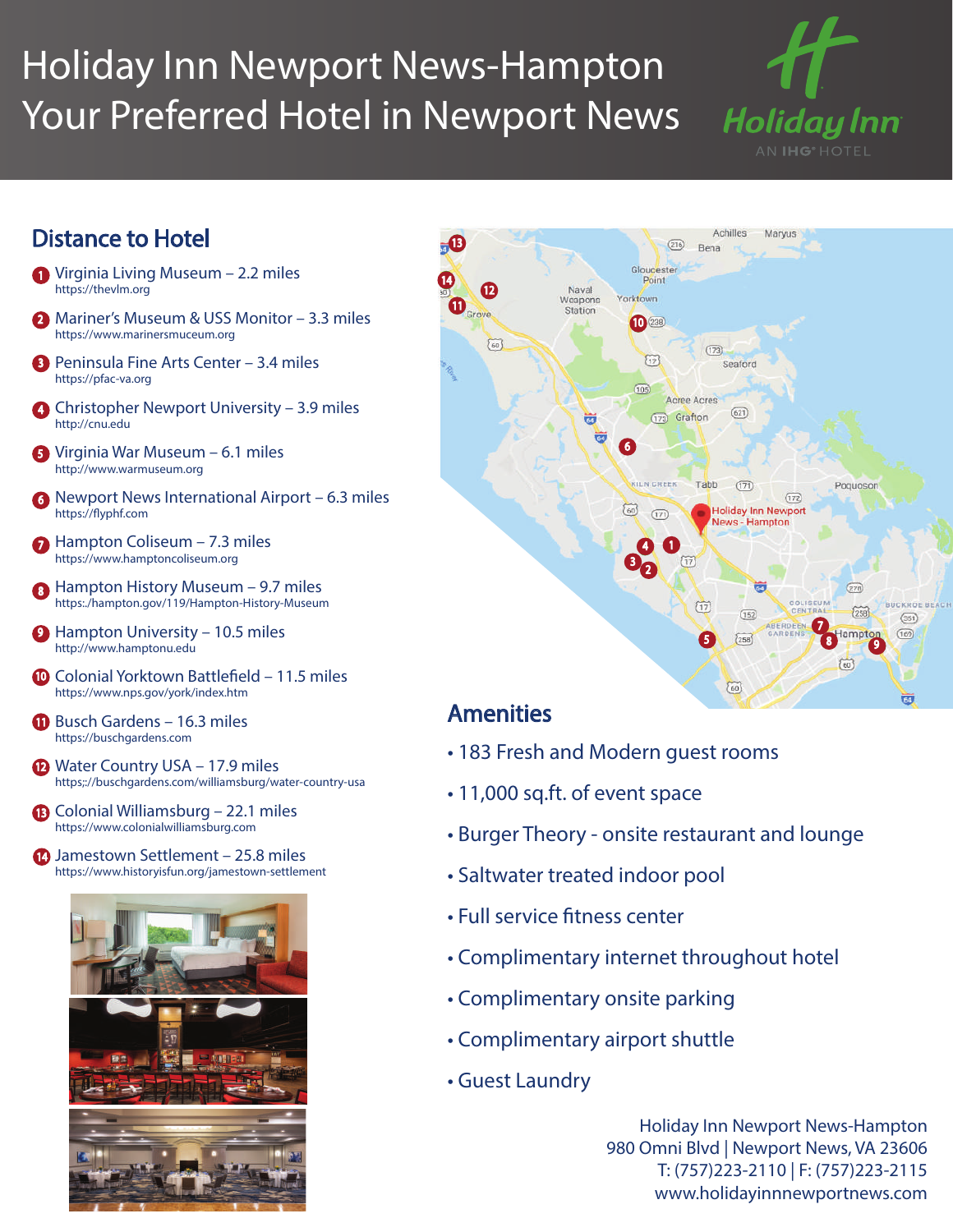# Holiday Inn Newport News-Hampton
# Your Preferred Hotel in Newport News

Holiday Inn
AN IHG HOTEL

## Distance to Hotel

1. Virginia Living Museum – 2.2 miles
   https://thevlm.org
2. Mariner's Museum & USS Monitor – 3.3 miles
   https://www.marinersmuseum.org
3. Peninsula Fine Arts Center – 3.4 miles
   https://pfac-va.org
4. Christopher Newport University – 3.9 miles
   http://cnu.edu
5. Virginia War Museum – 6.1 miles
   http://www.warmuseum.org
6. Newport News International Airport – 6.3 miles
   https://flyphf.com
7. Hampton Coliseum – 7.3 miles
   https://www.hamptoncoliseum.org
8. Hampton History Museum – 9.7 miles
   https:./hampton.gov/119/Hampton-History-Museum
9. Hampton University – 10.5 miles
   http://www.hamptonu.edu
10. Colonial Yorktown Battlefield – 11.5 miles
    https://www.nps.gov/york/index.htm
11. Busch Gardens – 16.3 miles
    https://buschgardens.com
12. Water Country USA – 17.9 miles
    https;://buschgardens.com/williamsburg/water-country-usa
13. Colonial Williamsburg – 22.1 miles
    https://www.colonialwilliamsburg.com
14. Jamestown Settlement – 25.8 miles
    https://www.historyisfun.org/jamestown-settlement

## Amenities

- 183 Fresh and Modern guest rooms
- 11,000 sq.ft. of event space
- Burger Theory - onsite restaurant and lounge
- Saltwater treated indoor pool
- Full service fitness center
- Complimentary internet throughout hotel
- Complimentary onsite parking
- Complimentary airport shuttle
- Guest Laundry

Holiday Inn Newport News-Hampton
980 Omni Blvd | Newport News, VA 23606
T: (757)223-2110 | F: (757)223-2115
www.holidayinnnewportnews.com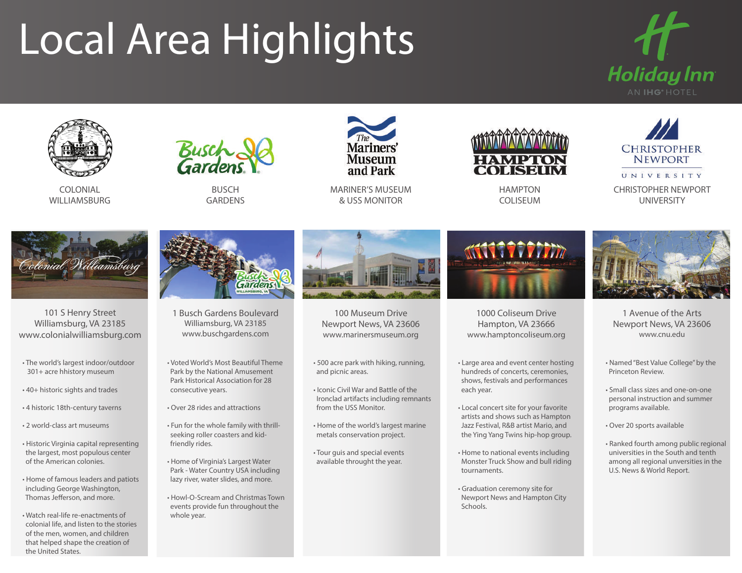# Local Area Highlights

Holiday Inn
AN IHG® HOTEL

## COLONIAL WILLIAMSBURG

101 S Henry Street
Williamsburg, VA 23185
www.colonialwilliamsburg.com

- The world's largest indoor/outdoor 301+ acre hhistory museum
- 40+ historic sights and trades
- 4 historic 18th-century taverns
- 2 world-class art museums
- Historic Virginia capital representing the largest, most populous center of the American colonies.
- Home of famous leaders and patiots including George Washington, Thomas Jefferson, and more.
- Watch real-life re-enactments of colonial life, and listen to the stories of the men, women, and children that helped shape the creation of the United States.

## BUSCH GARDENS

1 Busch Gardens Boulevard
Williamsburg, VA 23185
www.buschgardens.com

- Voted World's Most Beautiful Theme Park by the National Amusement Park Historical Association for 28 consecutive years.
- Over 28 rides and attractions
- Fun for the whole family with thrill-seeking roller coasters and kid-friendly rides.
- Home of Virginia's Largest Water Park - Water Country USA including lazy river, water slides, and more.
- Howl-O-Scream and Christmas Town events provide fun throughout the whole year.

## MARINER'S MUSEUM & USS MONITOR

100 Museum Drive
Newport News, VA 23606
www.marinersmuseum.org

- 500 acre park with hiking, running, and picnic areas.
- Iconic Civil War and Battle of the Ironclad artifacts including remnants from the USS Monitor.
- Home of the world's largest marine metals conservation project.
- Tour guis and special events available throught the year.

## HAMPTON COLISEUM

1000 Coliseum Drive
Hampton, VA 23666
www.hamptoncoliseum.org

- Large area and event center hosting hundreds of concerts, ceremonies, shows, festivals and performances each year.
- Local concert site for your favorite artists and shows such as Hampton Jazz Festival, R&B artist Mario, and the Ying Yang Twins hip-hop group.
- Home to national events including Monster Truck Show and bull riding tournaments.
- Graduation ceremony site for Newport News and Hampton City Schools.

## CHRISTOPHER NEWPORT UNIVERSITY

1 Avenue of the Arts
Newport News, VA 23606
www.cnu.edu

- Named "Best Value College" by the Princeton Review.
- Small class sizes and one-on-one personal instruction and summer programs available.
- Over 20 sports available
- Ranked fourth among public regional universities in the South and tenth among all regional unversities in the U.S. News & World Report.